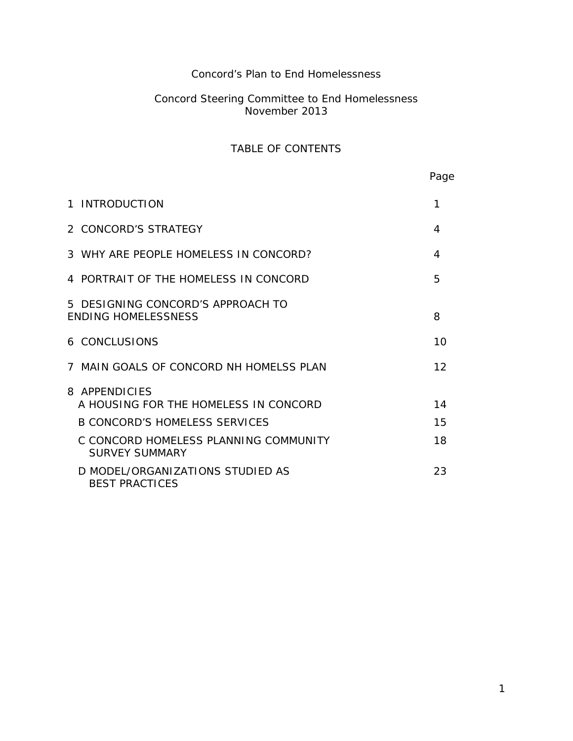# Concord's Plan to End Homelessness

Concord Steering Committee to End Homelessness
November 2013

## TABLE OF CONTENTS

| | Page |
|---|---|
| 1 INTRODUCTION | 1 |
| 2 CONCORD'S STRATEGY | 4 |
| 3 WHY ARE PEOPLE HOMELESS IN CONCORD? | 4 |
| 4 PORTRAIT OF THE HOMELESS IN CONCORD | 5 |
| 5 DESIGNING CONCORD'S APPROACH TO ENDING HOMELESSNESS | 8 |
| 6 CONCLUSIONS | 10 |
| 7 MAIN GOALS OF CONCORD NH HOMELSS PLAN | 12 |
| 8 APPENDICIES | |
| A HOUSING FOR THE HOMELESS IN CONCORD | 14 |
| B CONCORD'S HOMELESS SERVICES | 15 |
| C CONCORD HOMELESS PLANNING COMMUNITY SURVEY SUMMARY | 18 |
| D MODEL/ORGANIZATIONS STUDIED AS BEST PRACTICES | 23 |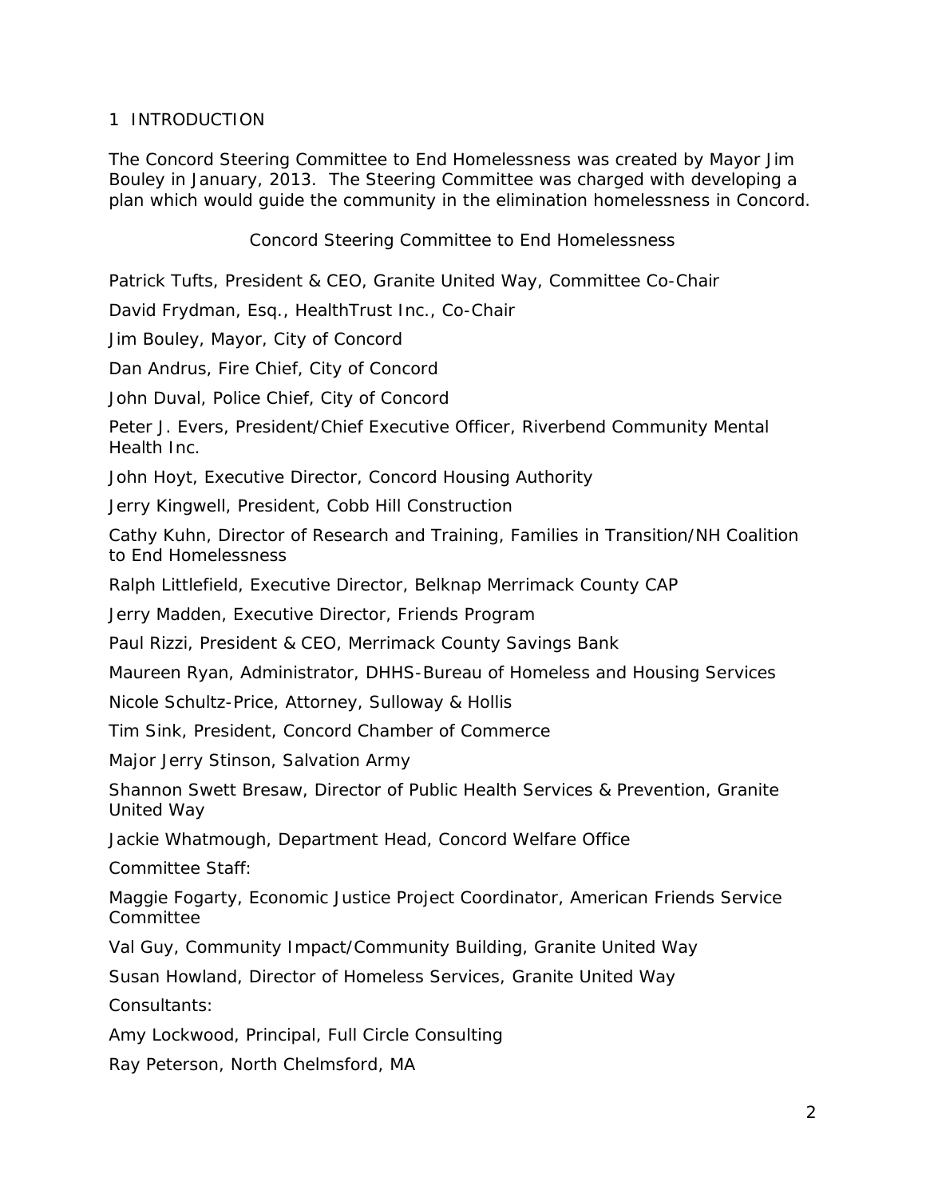# 1 INTRODUCTION

The Concord Steering Committee to End Homelessness was created by Mayor Jim Bouley in January, 2013. The Steering Committee was charged with developing a plan which would guide the community in the elimination homelessness in Concord.

## Concord Steering Committee to End Homelessness

Patrick Tufts, President & CEO, Granite United Way, Committee Co-Chair

David Frydman, Esq., HealthTrust Inc., Co-Chair

Jim Bouley, Mayor, City of Concord

Dan Andrus, Fire Chief, City of Concord

John Duval, Police Chief, City of Concord

Peter J. Evers, President/Chief Executive Officer, Riverbend Community Mental Health Inc.

John Hoyt, Executive Director, Concord Housing Authority

Jerry Kingwell, President, Cobb Hill Construction

Cathy Kuhn, Director of Research and Training, Families in Transition/NH Coalition to End Homelessness

Ralph Littlefield, Executive Director, Belknap Merrimack County CAP

Jerry Madden, Executive Director, Friends Program

Paul Rizzi, President & CEO, Merrimack County Savings Bank

Maureen Ryan, Administrator, DHHS-Bureau of Homeless and Housing Services

Nicole Schultz-Price, Attorney, Sulloway & Hollis

Tim Sink, President, Concord Chamber of Commerce

Major Jerry Stinson, Salvation Army

Shannon Swett Bresaw, Director of Public Health Services & Prevention, Granite United Way

Jackie Whatmough, Department Head, Concord Welfare Office

Committee Staff:

Maggie Fogarty, Economic Justice Project Coordinator, American Friends Service Committee

Val Guy, Community Impact/Community Building, Granite United Way

Susan Howland, Director of Homeless Services, Granite United Way

Consultants:

Amy Lockwood, Principal, Full Circle Consulting

Ray Peterson, North Chelmsford, MA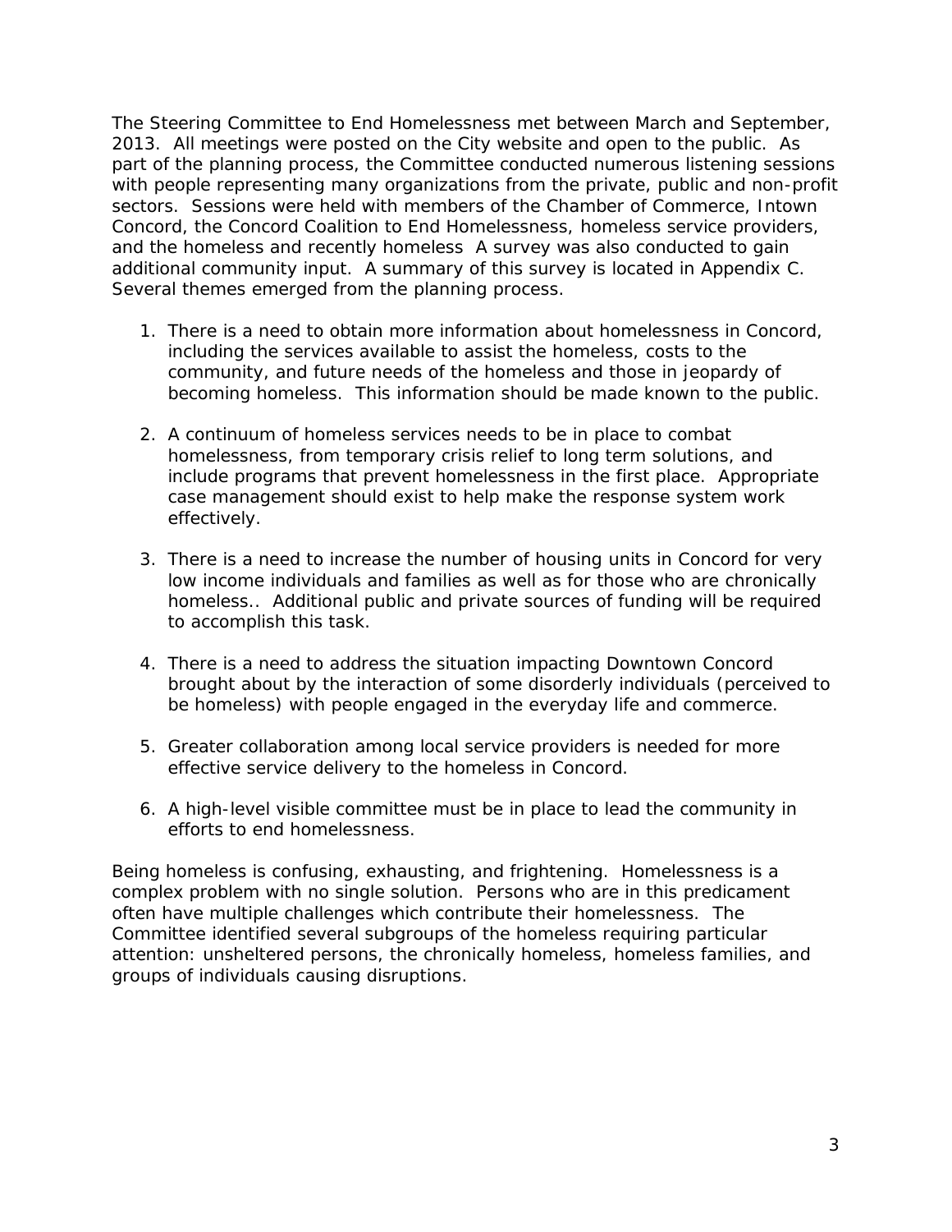The Steering Committee to End Homelessness met between March and September, 2013. All meetings were posted on the City website and open to the public. As part of the planning process, the Committee conducted numerous listening sessions with people representing many organizations from the private, public and non-profit sectors. Sessions were held with members of the Chamber of Commerce, Intown Concord, the Concord Coalition to End Homelessness, homeless service providers, and the homeless and recently homeless A survey was also conducted to gain additional community input. A summary of this survey is located in Appendix C. Several themes emerged from the planning process.

1. There is a need to obtain more information about homelessness in Concord, including the services available to assist the homeless, costs to the community, and future needs of the homeless and those in jeopardy of becoming homeless. This information should be made known to the public.

2. A continuum of homeless services needs to be in place to combat homelessness, from temporary crisis relief to long term solutions, and include programs that prevent homelessness in the first place. Appropriate case management should exist to help make the response system work effectively.

3. There is a need to increase the number of housing units in Concord for very low income individuals and families as well as for those who are chronically homeless.. Additional public and private sources of funding will be required to accomplish this task.

4. There is a need to address the situation impacting Downtown Concord brought about by the interaction of some disorderly individuals (perceived to be homeless) with people engaged in the everyday life and commerce.

5. Greater collaboration among local service providers is needed for more effective service delivery to the homeless in Concord.

6. A high-level visible committee must be in place to lead the community in efforts to end homelessness.

Being homeless is confusing, exhausting, and frightening. Homelessness is a complex problem with no single solution. Persons who are in this predicament often have multiple challenges which contribute their homelessness. The Committee identified several subgroups of the homeless requiring particular attention: unsheltered persons, the chronically homeless, homeless families, and groups of individuals causing disruptions.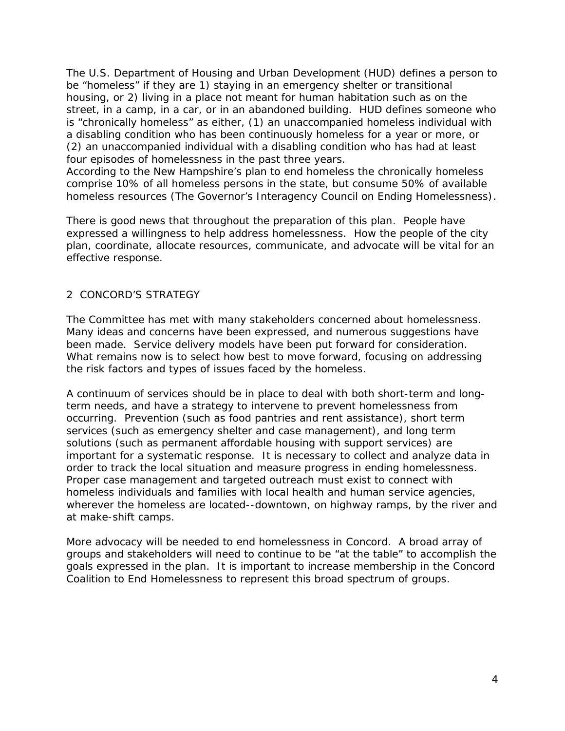The U.S. Department of Housing and Urban Development (HUD) defines a person to be "homeless" if they are 1) staying in an emergency shelter or transitional housing, or 2) living in a place not meant for human habitation such as on the street, in a camp, in a car, or in an abandoned building. HUD defines someone who is "chronically homeless" as either, (1) an unaccompanied homeless individual with a disabling condition who has been continuously homeless for a year or more, or (2) an unaccompanied individual with a disabling condition who has had at least four episodes of homelessness in the past three years.
According to the New Hampshire's plan to end homeless the chronically homeless comprise 10% of all homeless persons in the state, but consume 50% of available homeless resources (The Governor's Interagency Council on Ending Homelessness).

There is good news that throughout the preparation of this plan. People have expressed a willingness to help address homelessness. How the people of the city plan, coordinate, allocate resources, communicate, and advocate will be vital for an effective response.

## 2 CONCORD'S STRATEGY

The Committee has met with many stakeholders concerned about homelessness. Many ideas and concerns have been expressed, and numerous suggestions have been made. Service delivery models have been put forward for consideration. What remains now is to select how best to move forward, focusing on addressing the risk factors and types of issues faced by the homeless.

A continuum of services should be in place to deal with both short-term and long-term needs, and have a strategy to intervene to prevent homelessness from occurring. Prevention (such as food pantries and rent assistance), short term services (such as emergency shelter and case management), and long term solutions (such as permanent affordable housing with support services) are important for a systematic response. It is necessary to collect and analyze data in order to track the local situation and measure progress in ending homelessness. Proper case management and targeted outreach must exist to connect with homeless individuals and families with local health and human service agencies, wherever the homeless are located--downtown, on highway ramps, by the river and at make-shift camps.

More advocacy will be needed to end homelessness in Concord. A broad array of groups and stakeholders will need to continue to be "at the table" to accomplish the goals expressed in the plan. It is important to increase membership in the Concord Coalition to End Homelessness to represent this broad spectrum of groups.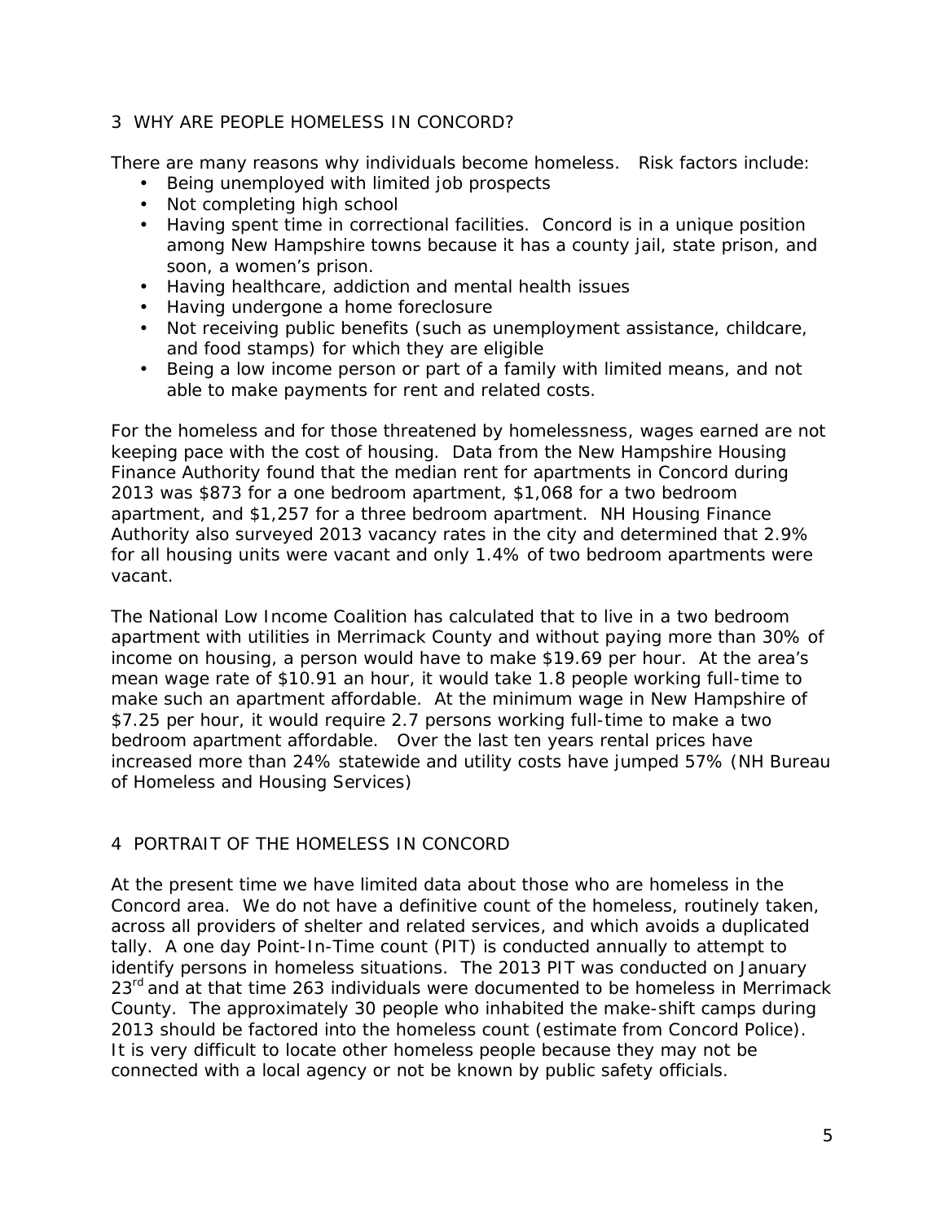## 3 WHY ARE PEOPLE HOMELESS IN CONCORD?

There are many reasons why individuals become homeless. Risk factors include:

- Being unemployed with limited job prospects
- Not completing high school
- Having spent time in correctional facilities. Concord is in a unique position among New Hampshire towns because it has a county jail, state prison, and soon, a women's prison.
- Having healthcare, addiction and mental health issues
- Having undergone a home foreclosure
- Not receiving public benefits (such as unemployment assistance, childcare, and food stamps) for which they are eligible
- Being a low income person or part of a family with limited means, and not able to make payments for rent and related costs.

For the homeless and for those threatened by homelessness, wages earned are not keeping pace with the cost of housing. Data from the New Hampshire Housing Finance Authority found that the median rent for apartments in Concord during 2013 was $873 for a one bedroom apartment, $1,068 for a two bedroom apartment, and $1,257 for a three bedroom apartment. NH Housing Finance Authority also surveyed 2013 vacancy rates in the city and determined that 2.9% for all housing units were vacant and only 1.4% of two bedroom apartments were vacant.

The National Low Income Coalition has calculated that to live in a two bedroom apartment with utilities in Merrimack County and without paying more than 30% of income on housing, a person would have to make $19.69 per hour. At the area's mean wage rate of $10.91 an hour, it would take 1.8 people working full-time to make such an apartment affordable. At the minimum wage in New Hampshire of $7.25 per hour, it would require 2.7 persons working full-time to make a two bedroom apartment affordable. Over the last ten years rental prices have increased more than 24% statewide and utility costs have jumped 57% (NH Bureau of Homeless and Housing Services)

## 4 PORTRAIT OF THE HOMELESS IN CONCORD

At the present time we have limited data about those who are homeless in the Concord area. We do not have a definitive count of the homeless, routinely taken, across all providers of shelter and related services, and which avoids a duplicated tally. A one day Point-In-Time count (PIT) is conducted annually to attempt to identify persons in homeless situations. The 2013 PIT was conducted on January 23rd and at that time 263 individuals were documented to be homeless in Merrimack County. The approximately 30 people who inhabited the make-shift camps during 2013 should be factored into the homeless count (estimate from Concord Police). It is very difficult to locate other homeless people because they may not be connected with a local agency or not be known by public safety officials.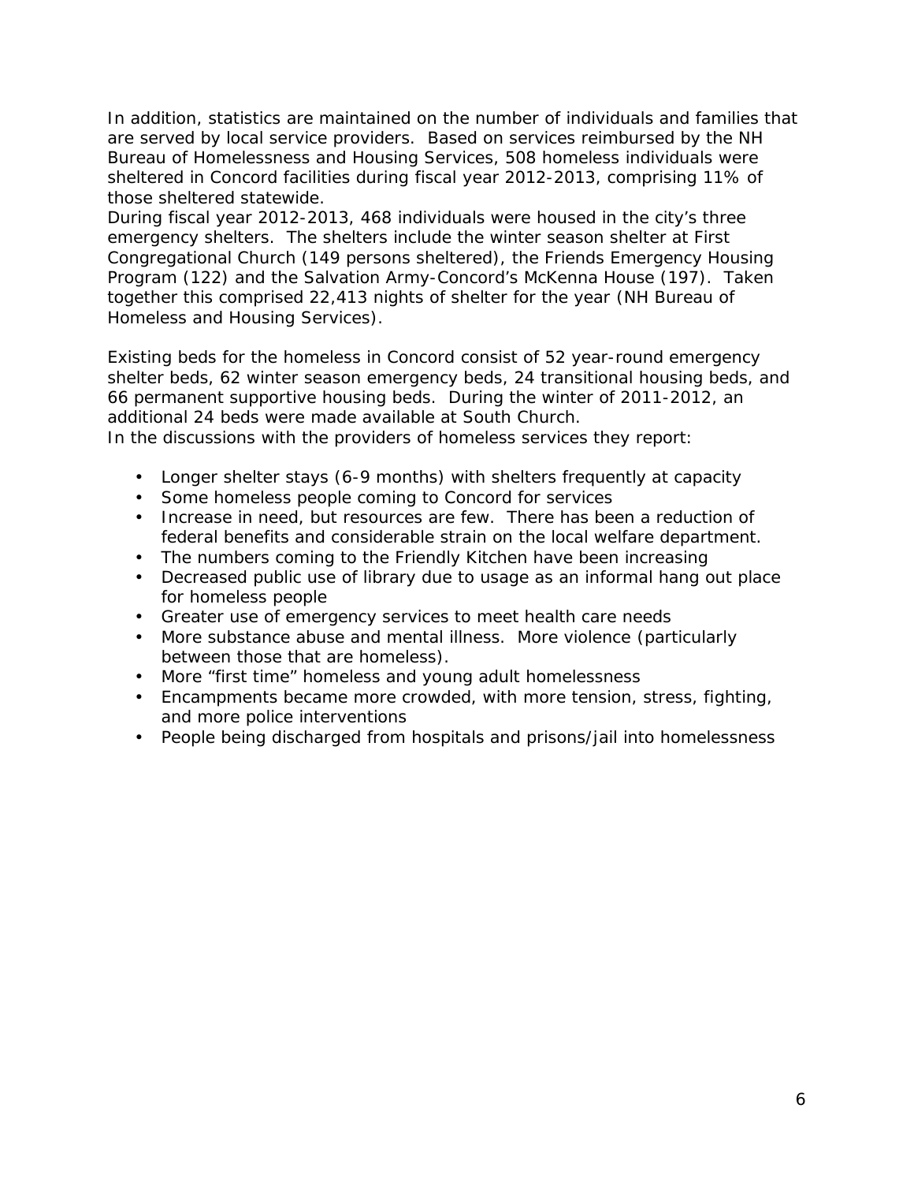In addition, statistics are maintained on the number of individuals and families that are served by local service providers. Based on services reimbursed by the NH Bureau of Homelessness and Housing Services, 508 homeless individuals were sheltered in Concord facilities during fiscal year 2012-2013, comprising 11% of those sheltered statewide.
During fiscal year 2012-2013, 468 individuals were housed in the city's three emergency shelters. The shelters include the winter season shelter at First Congregational Church (149 persons sheltered), the Friends Emergency Housing Program (122) and the Salvation Army-Concord's McKenna House (197). Taken together this comprised 22,413 nights of shelter for the year (NH Bureau of Homeless and Housing Services).

Existing beds for the homeless in Concord consist of 52 year-round emergency shelter beds, 62 winter season emergency beds, 24 transitional housing beds, and 66 permanent supportive housing beds. During the winter of 2011-2012, an additional 24 beds were made available at South Church.
In the discussions with the providers of homeless services they report:

- Longer shelter stays (6-9 months) with shelters frequently at capacity
- Some homeless people coming to Concord for services
- Increase in need, but resources are few. There has been a reduction of federal benefits and considerable strain on the local welfare department.
- The numbers coming to the Friendly Kitchen have been increasing
- Decreased public use of library due to usage as an informal hang out place for homeless people
- Greater use of emergency services to meet health care needs
- More substance abuse and mental illness. More violence (particularly between those that are homeless).
- More "first time" homeless and young adult homelessness
- Encampments became more crowded, with more tension, stress, fighting, and more police interventions
- People being discharged from hospitals and prisons/jail into homelessness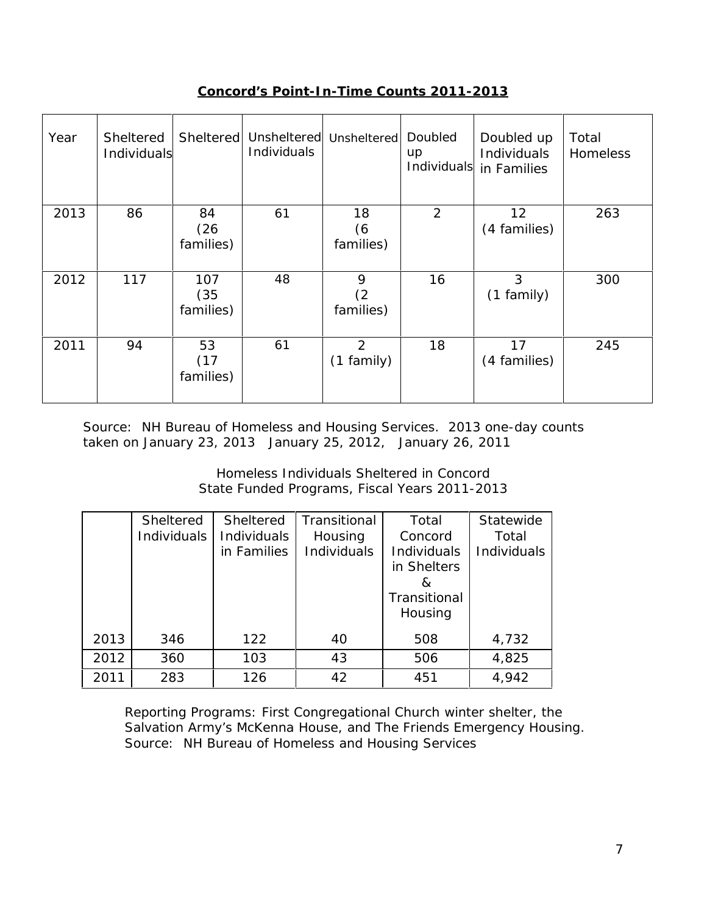**Concord's Point-In-Time Counts 2011-2013**

| Year | Sheltered Individuals | Sheltered | Unsheltered Individuals | Unsheltered | Doubled up Individuals | Doubled up Individuals in Families | Total Homeless |
|---|---|---|---|---|---|---|---|
| 2013 | 86 | 84 (26 families) | 61 | 18 (6 families) | 2 | 12 (4 families) | 263 |
| 2012 | 117 | 107 (35 families) | 48 | 9 (2 families) | 16 | 3 (1 family) | 300 |
| 2011 | 94 | 53 (17 families) | 61 | 2 (1 family) | 18 | 17 (4 families) | 245 |

Source: NH Bureau of Homeless and Housing Services. 2013 one-day counts taken on January 23, 2013 January 25, 2012, January 26, 2011

Homeless Individuals Sheltered in Concord
State Funded Programs, Fiscal Years 2011-2013

| | Sheltered Individuals | Sheltered Individuals in Families | Transitional Housing Individuals | Total Concord Individuals in Shelters & Transitional Housing | Statewide Total Individuals |
|---|---|---|---|---|---|
| 2013 | 346 | 122 | 40 | 508 | 4,732 |
| 2012 | 360 | 103 | 43 | 506 | 4,825 |
| 2011 | 283 | 126 | 42 | 451 | 4,942 |

Reporting Programs: First Congregational Church winter shelter, the Salvation Army's McKenna House, and The Friends Emergency Housing.
Source: NH Bureau of Homeless and Housing Services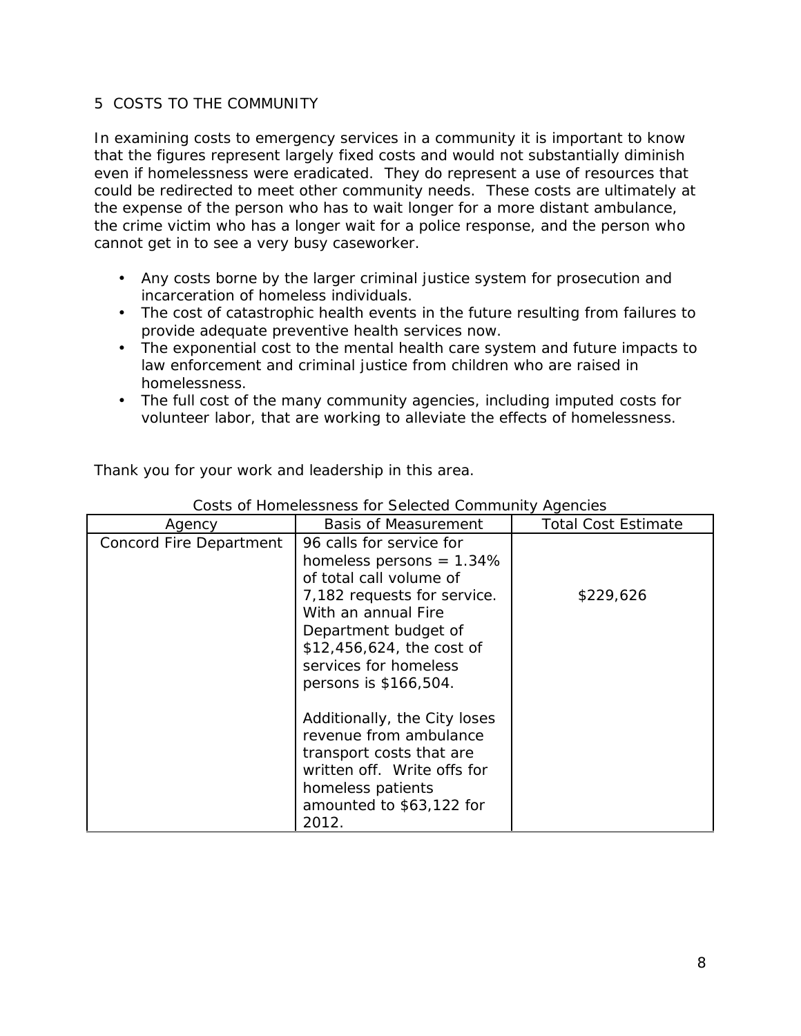## 5 COSTS TO THE COMMUNITY

In examining costs to emergency services in a community it is important to know that the figures represent largely fixed costs and would not substantially diminish even if homelessness were eradicated. They do represent a use of resources that could be redirected to meet other community needs. These costs are ultimately at the expense of the person who has to wait longer for a more distant ambulance, the crime victim who has a longer wait for a police response, and the person who cannot get in to see a very busy caseworker.

- Any costs borne by the larger criminal justice system for prosecution and incarceration of homeless individuals.
- The cost of catastrophic health events in the future resulting from failures to provide adequate preventive health services now.
- The exponential cost to the mental health care system and future impacts to law enforcement and criminal justice from children who are raised in homelessness.
- The full cost of the many community agencies, including imputed costs for volunteer labor, that are working to alleviate the effects of homelessness.

Thank you for your work and leadership in this area.

Costs of Homelessness for Selected Community Agencies

| Agency | Basis of Measurement | Total Cost Estimate |
|---|---|---|
| Concord Fire Department | 96 calls for service for homeless persons = 1.34% of total call volume of 7,182 requests for service. With an annual Fire Department budget of $12,456,624, the cost of services for homeless persons is $166,504.<br><br>Additionally, the City loses revenue from ambulance transport costs that are written off. Write offs for homeless patients amounted to $63,122 for 2012. | $229,626 |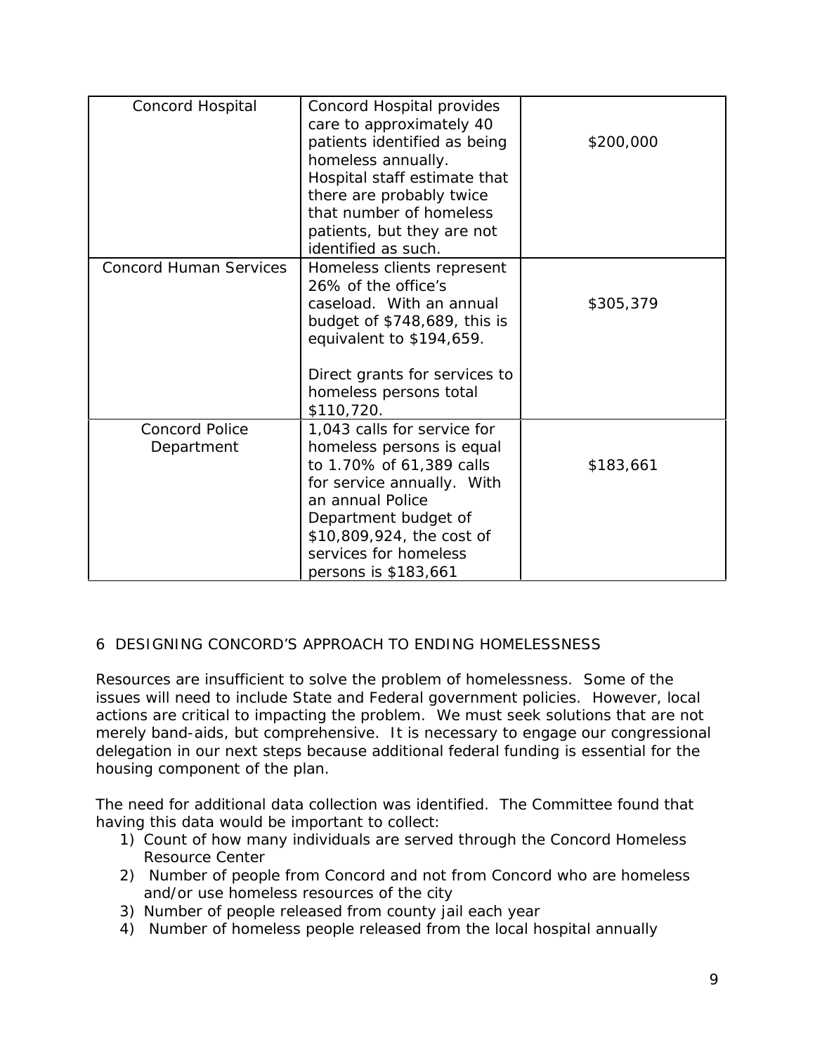| Concord Hospital | Concord Hospital provides care to approximately 40 patients identified as being homeless annually. Hospital staff estimate that there are probably twice that number of homeless patients, but they are not identified as such. | $200,000 |
|---|---|---|
| Concord Human Services | Homeless clients represent 26% of the office's caseload. With an annual budget of $748,689, this is equivalent to $194,659.<br><br>Direct grants for services to homeless persons total $110,720. | $305,379 |
| Concord Police Department | 1,043 calls for service for homeless persons is equal to 1.70% of 61,389 calls for service annually. With an annual Police Department budget of $10,809,924, the cost of services for homeless persons is $183,661 | $183,661 |

## 6 DESIGNING CONCORD'S APPROACH TO ENDING HOMELESSNESS

Resources are insufficient to solve the problem of homelessness. Some of the issues will need to include State and Federal government policies. However, local actions are critical to impacting the problem. We must seek solutions that are not merely band-aids, but comprehensive. It is necessary to engage our congressional delegation in our next steps because additional federal funding is essential for the housing component of the plan.

The need for additional data collection was identified. The Committee found that having this data would be important to collect:

1) Count of how many individuals are served through the Concord Homeless Resource Center
2) Number of people from Concord and not from Concord who are homeless and/or use homeless resources of the city
3) Number of people released from county jail each year
4) Number of homeless people released from the local hospital annually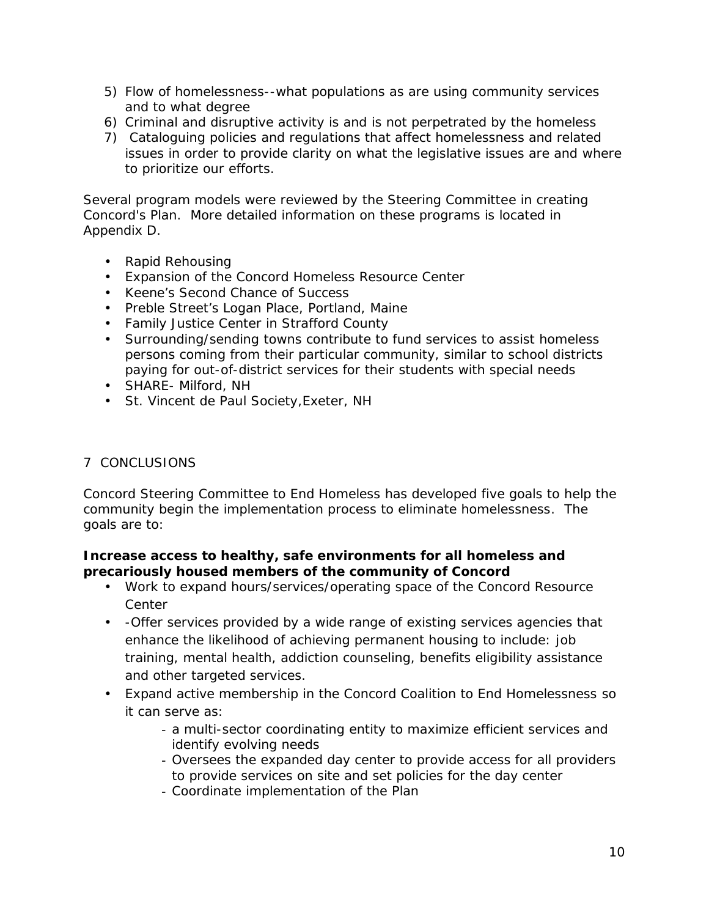5) Flow of homelessness--what populations as are using community services and to what degree
6) Criminal and disruptive activity is and is not perpetrated by the homeless
7) Cataloguing policies and regulations that affect homelessness and related issues in order to provide clarity on what the legislative issues are and where to prioritize our efforts.

Several program models were reviewed by the Steering Committee in creating Concord's Plan. More detailed information on these programs is located in Appendix D.

- Rapid Rehousing
- Expansion of the Concord Homeless Resource Center
- Keene's Second Chance of Success
- Preble Street's Logan Place, Portland, Maine
- Family Justice Center in Strafford County
- Surrounding/sending towns contribute to fund services to assist homeless persons coming from their particular community, similar to school districts paying for out-of-district services for their students with special needs
- SHARE- Milford, NH
- St. Vincent de Paul Society,Exeter, NH

## 7 CONCLUSIONS

Concord Steering Committee to End Homeless has developed five goals to help the community begin the implementation process to eliminate homelessness. The goals are to:

**Increase access to healthy, safe environments for all homeless and precariously housed members of the community of Concord**

- Work to expand hours/services/operating space of the Concord Resource Center
- -Offer services provided by a wide range of existing services agencies that enhance the likelihood of achieving permanent housing to include: job training, mental health, addiction counseling, benefits eligibility assistance and other targeted services.
- Expand active membership in the Concord Coalition to End Homelessness so it can serve as:
  - a multi-sector coordinating entity to maximize efficient services and identify evolving needs
  - Oversees the expanded day center to provide access for all providers to provide services on site and set policies for the day center
  - Coordinate implementation of the Plan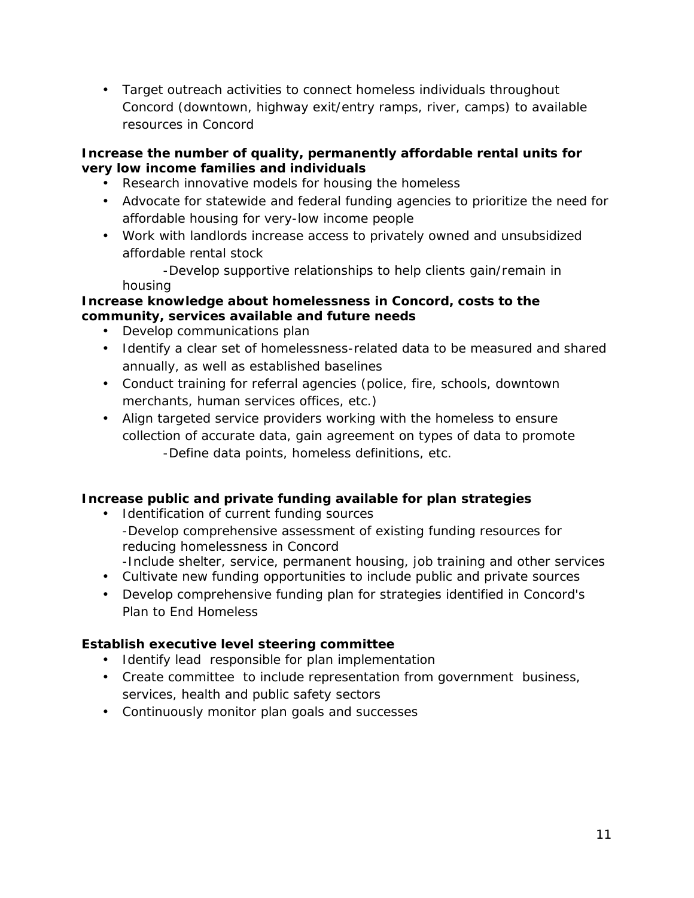- Target outreach activities to connect homeless individuals throughout Concord (downtown, highway exit/entry ramps, river, camps) to available resources in Concord

**Increase the number of quality, permanently affordable rental units for very low income families and individuals**

- Research innovative models for housing the homeless
- Advocate for statewide and federal funding agencies to prioritize the need for affordable housing for very-low income people
- Work with landlords increase access to privately owned and unsubsidized affordable rental stock
  - -Develop supportive relationships to help clients gain/remain in housing

**Increase knowledge about homelessness in Concord, costs to the community, services available and future needs**

- Develop communications plan
- Identify a clear set of homelessness-related data to be measured and shared annually, as well as established baselines
- Conduct training for referral agencies (police, fire, schools, downtown merchants, human services offices, etc.)
- Align targeted service providers working with the homeless to ensure collection of accurate data, gain agreement on types of data to promote
  - -Define data points, homeless definitions, etc.

**Increase public and private funding available for plan strategies**

- Identification of current funding sources
  - -Develop comprehensive assessment of existing funding resources for reducing homelessness in Concord
  - -Include shelter, service, permanent housing, job training and other services
- Cultivate new funding opportunities to include public and private sources
- Develop comprehensive funding plan for strategies identified in Concord's Plan to End Homeless

**Establish executive level steering committee**

- Identify lead responsible for plan implementation
- Create committee to include representation from government business, services, health and public safety sectors
- Continuously monitor plan goals and successes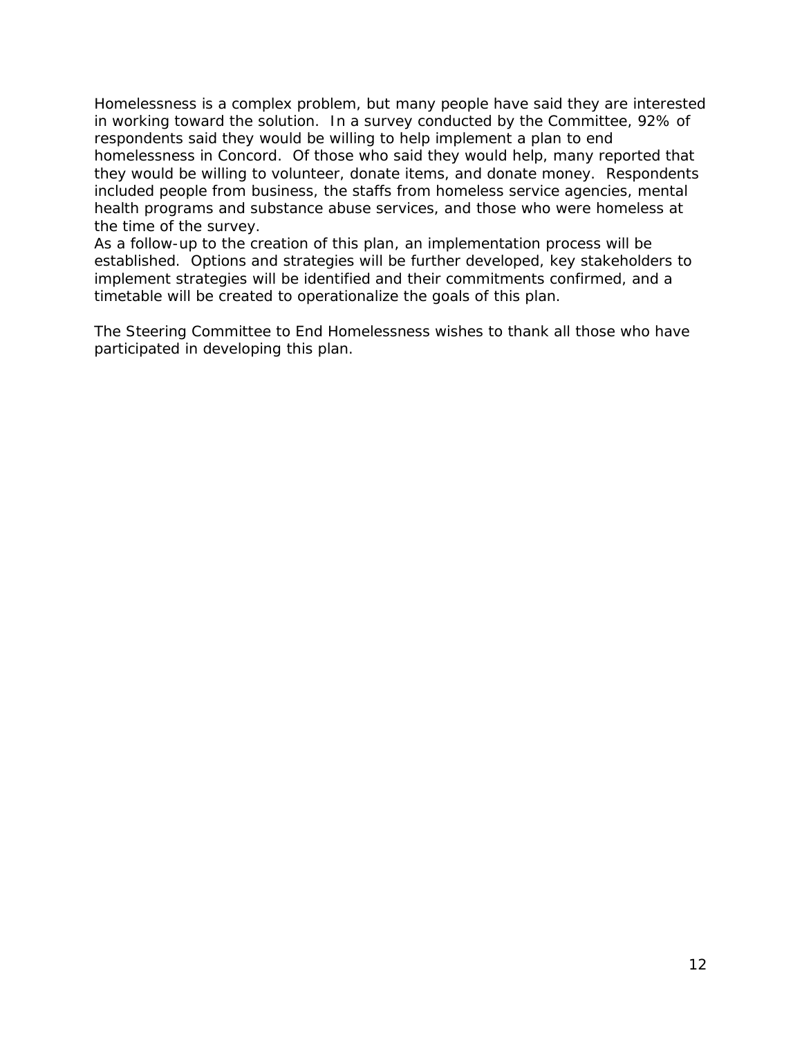Homelessness is a complex problem, but many people have said they are interested in working toward the solution. In a survey conducted by the Committee, 92% of respondents said they would be willing to help implement a plan to end homelessness in Concord. Of those who said they would help, many reported that they would be willing to volunteer, donate items, and donate money. Respondents included people from business, the staffs from homeless service agencies, mental health programs and substance abuse services, and those who were homeless at the time of the survey.

As a follow-up to the creation of this plan, an implementation process will be established. Options and strategies will be further developed, key stakeholders to implement strategies will be identified and their commitments confirmed, and a timetable will be created to operationalize the goals of this plan.

The Steering Committee to End Homelessness wishes to thank all those who have participated in developing this plan.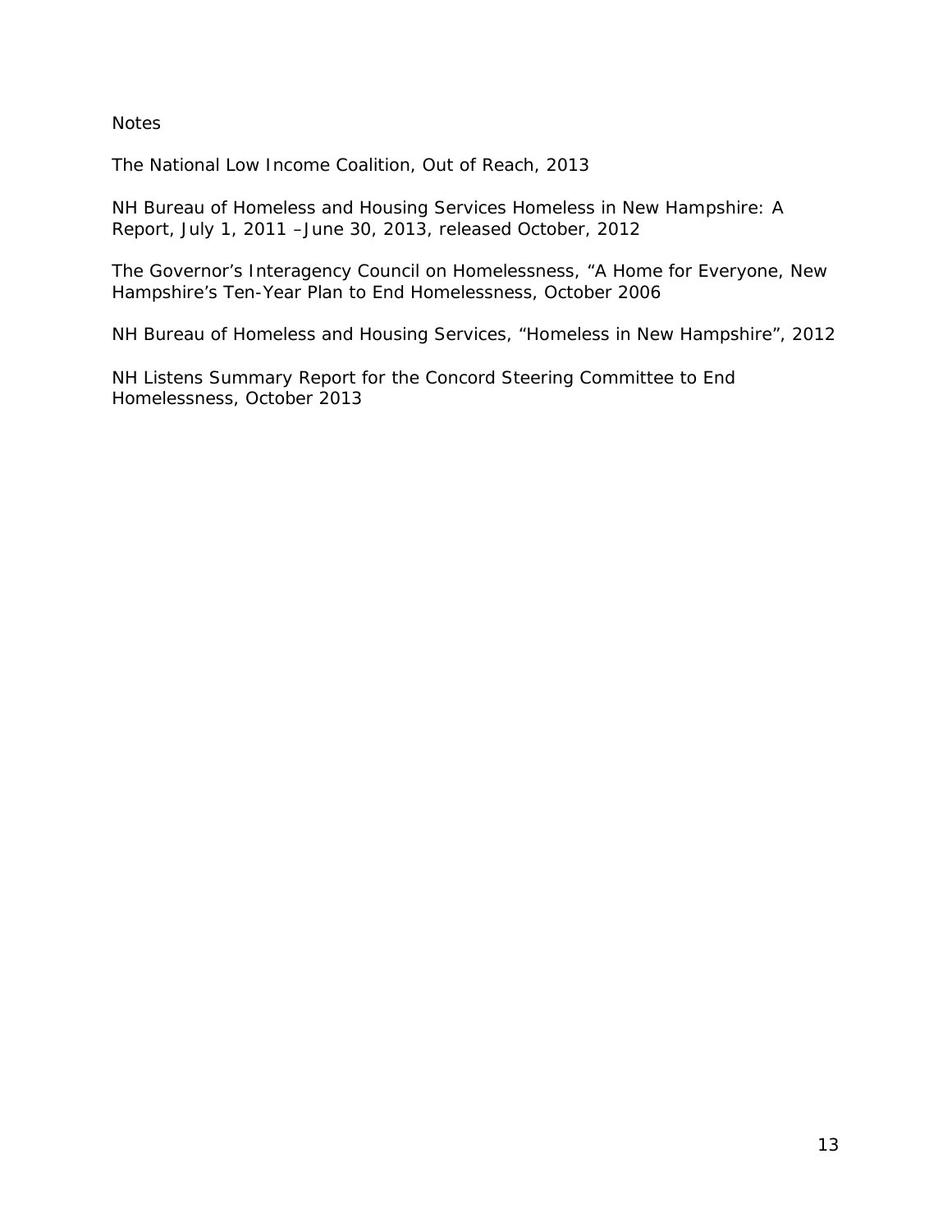Notes

The National Low Income Coalition, Out of Reach, 2013

NH Bureau of Homeless and Housing Services Homeless in New Hampshire: A Report, July 1, 2011 –June 30, 2013, released October, 2012

The Governor's Interagency Council on Homelessness, "A Home for Everyone, New Hampshire's Ten-Year Plan to End Homelessness, October 2006

NH Bureau of Homeless and Housing Services, "Homeless in New Hampshire", 2012

NH Listens Summary Report for the Concord Steering Committee to End Homelessness, October 2013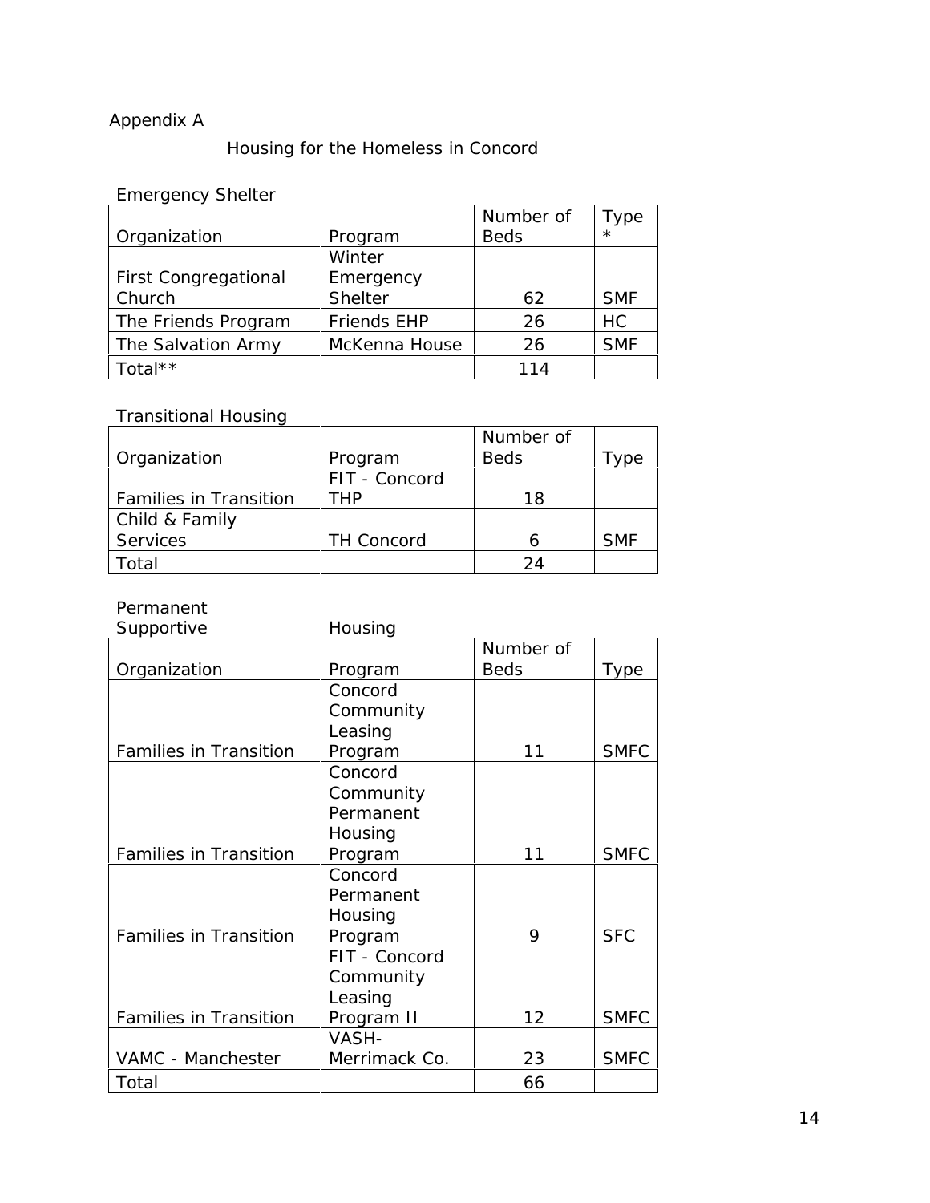Appendix A

## Housing for the Homeless in Concord

Emergency Shelter

| Organization | Program | Number of Beds | Type * |
|---|---|---|---|
| First Congregational Church | Winter Emergency Shelter | 62 | SMF |
| The Friends Program | Friends EHP | 26 | HC |
| The Salvation Army | McKenna House | 26 | SMF |
| Total** | | 114 | |

Transitional Housing

| Organization | Program | Number of Beds | Type |
|---|---|---|---|
| Families in Transition | FIT - Concord THP | 18 | |
| Child & Family Services | TH Concord | 6 | SMF |
| Total | | 24 | |

Permanent Supportive Housing

| Organization | Program | Number of Beds | Type |
|---|---|---|---|
| Families in Transition | Concord Community Leasing Program | 11 | SMFC |
| Families in Transition | Concord Community Permanent Housing Program | 11 | SMFC |
| Families in Transition | Concord Permanent Housing Program | 9 | SFC |
| Families in Transition | FIT - Concord Community Leasing Program II | 12 | SMFC |
| VAMC - Manchester | VASH- Merrimack Co. | 23 | SMFC |
| Total | | 66 | |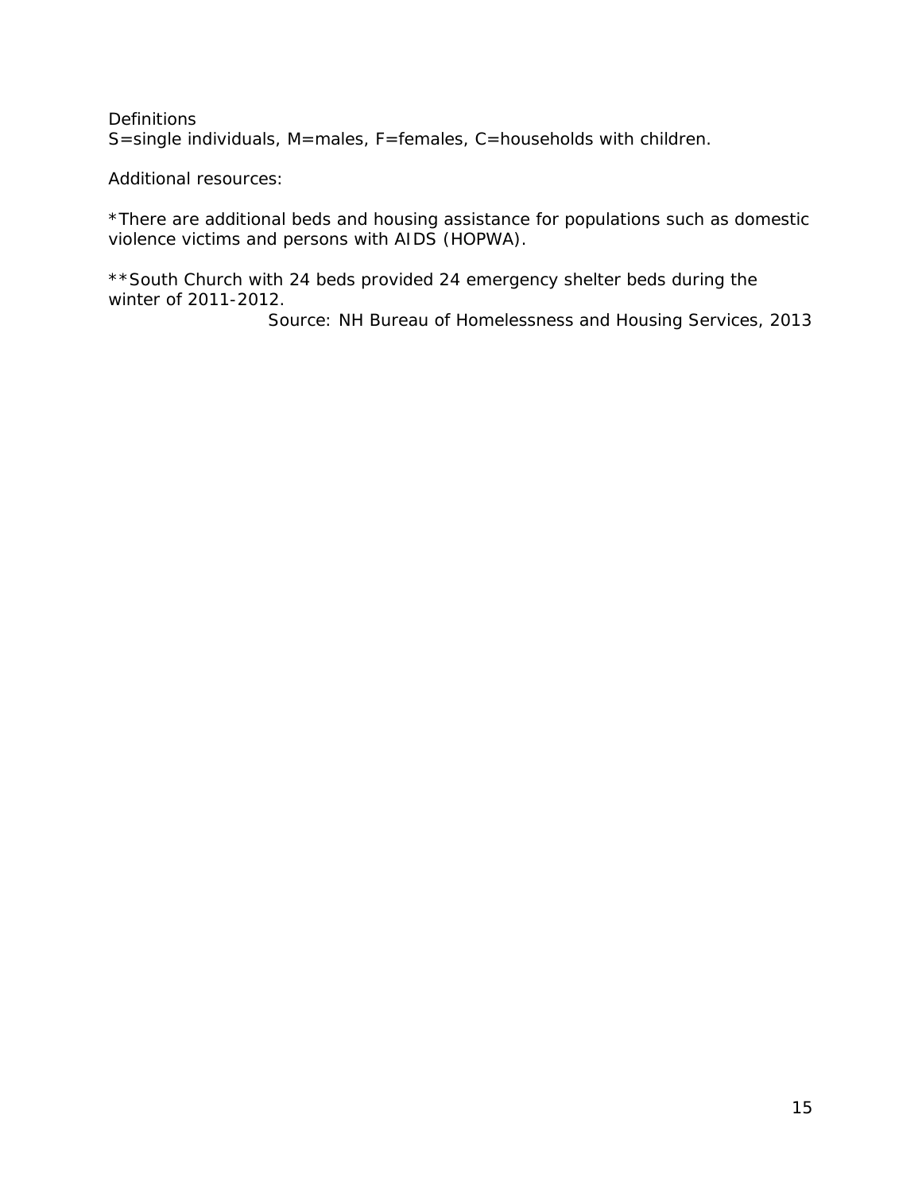Definitions
S=single individuals, M=males, F=females, C=households with children.

Additional resources:

*There are additional beds and housing assistance for populations such as domestic violence victims and persons with AIDS (HOPWA).

**South Church with 24 beds provided 24 emergency shelter beds during the winter of 2011-2012.

Source: NH Bureau of Homelessness and Housing Services, 2013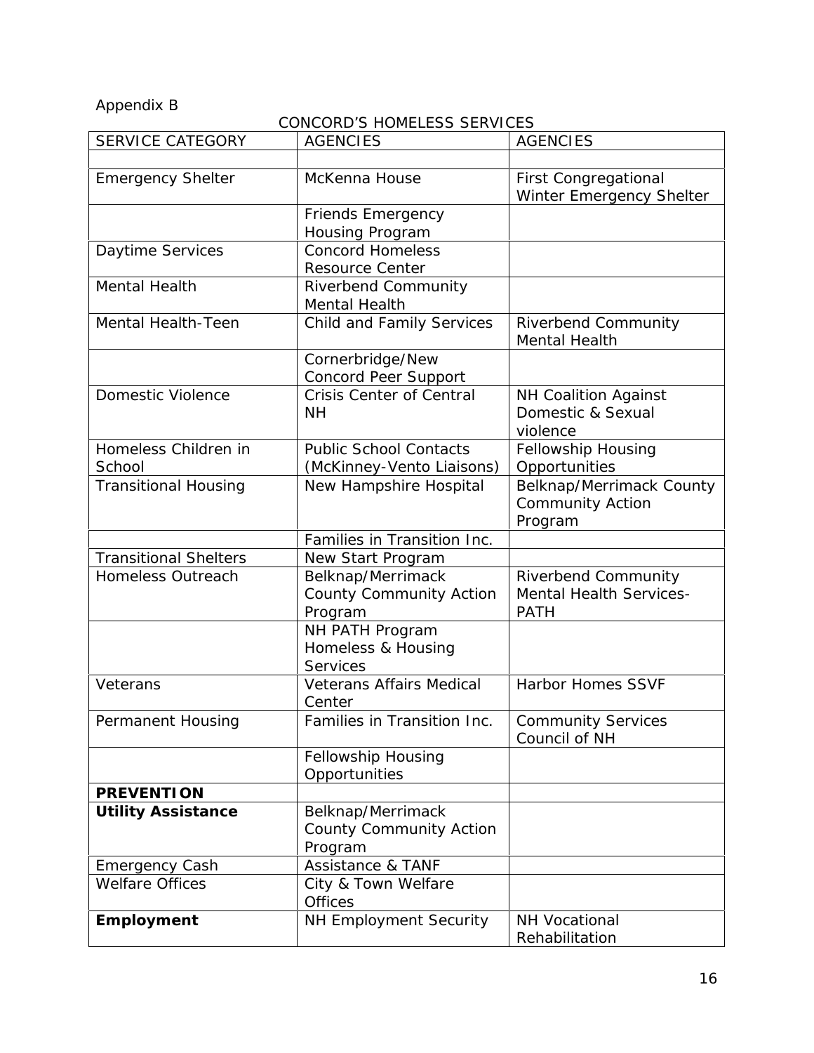Appendix B

CONCORD'S HOMELESS SERVICES

| SERVICE CATEGORY | AGENCIES | AGENCIES |
|---|---|---|
| | | |
| Emergency Shelter | McKenna House | First Congregational Winter Emergency Shelter |
| | Friends Emergency Housing Program | |
| Daytime Services | Concord Homeless Resource Center | |
| Mental Health | Riverbend Community Mental Health | |
| Mental Health-Teen | Child and Family Services | Riverbend Community Mental Health |
| | Cornerbridge/New Concord Peer Support | |
| Domestic Violence | Crisis Center of Central NH | NH Coalition Against Domestic & Sexual violence |
| Homeless Children in School | Public School Contacts (McKinney-Vento Liaisons) | Fellowship Housing Opportunities |
| Transitional Housing | New Hampshire Hospital | Belknap/Merrimack County Community Action Program |
| | Families in Transition Inc. | |
| Transitional Shelters | New Start Program | |
| Homeless Outreach | Belknap/Merrimack County Community Action Program | Riverbend Community Mental Health Services-PATH |
| | NH PATH Program Homeless & Housing Services | |
| Veterans | Veterans Affairs Medical Center | Harbor Homes SSVF |
| Permanent Housing | Families in Transition Inc. | Community Services Council of NH |
| | Fellowship Housing Opportunities | |
| **PREVENTION** | | |
| **Utility Assistance** | Belknap/Merrimack County Community Action Program | |
| Emergency Cash | Assistance & TANF | |
| Welfare Offices | City & Town Welfare Offices | |
| **Employment** | NH Employment Security | NH Vocational Rehabilitation |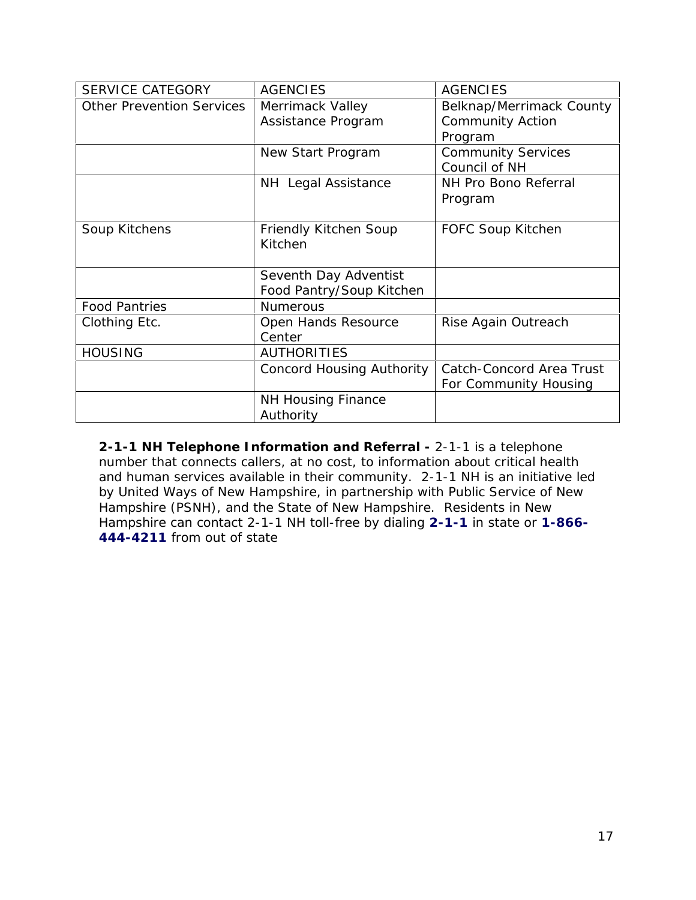| SERVICE CATEGORY | AGENCIES | AGENCIES |
| --- | --- | --- |
| Other Prevention Services | Merrimack Valley Assistance Program | Belknap/Merrimack County Community Action Program |
| | New Start Program | Community Services Council of NH |
| | NH Legal Assistance | NH Pro Bono Referral Program |
| Soup Kitchens | Friendly Kitchen Soup Kitchen | FOFC Soup Kitchen |
| | Seventh Day Adventist Food Pantry/Soup Kitchen | |
| Food Pantries | Numerous | |
| Clothing Etc. | Open Hands Resource Center | Rise Again Outreach |
| HOUSING | AUTHORITIES | |
| | Concord Housing Authority | Catch-Concord Area Trust For Community Housing |
| | NH Housing Finance Authority | |

**2-1-1 NH Telephone Information and Referral -** 2-1-1 is a telephone number that connects callers, at no cost, to information about critical health and human services available in their community. 2-1-1 NH is an initiative led by United Ways of New Hampshire, in partnership with Public Service of New Hampshire (PSNH), and the State of New Hampshire. Residents in New Hampshire can contact 2-1-1 NH toll-free by dialing **2-1-1** in state or **1-866-444-4211** from out of state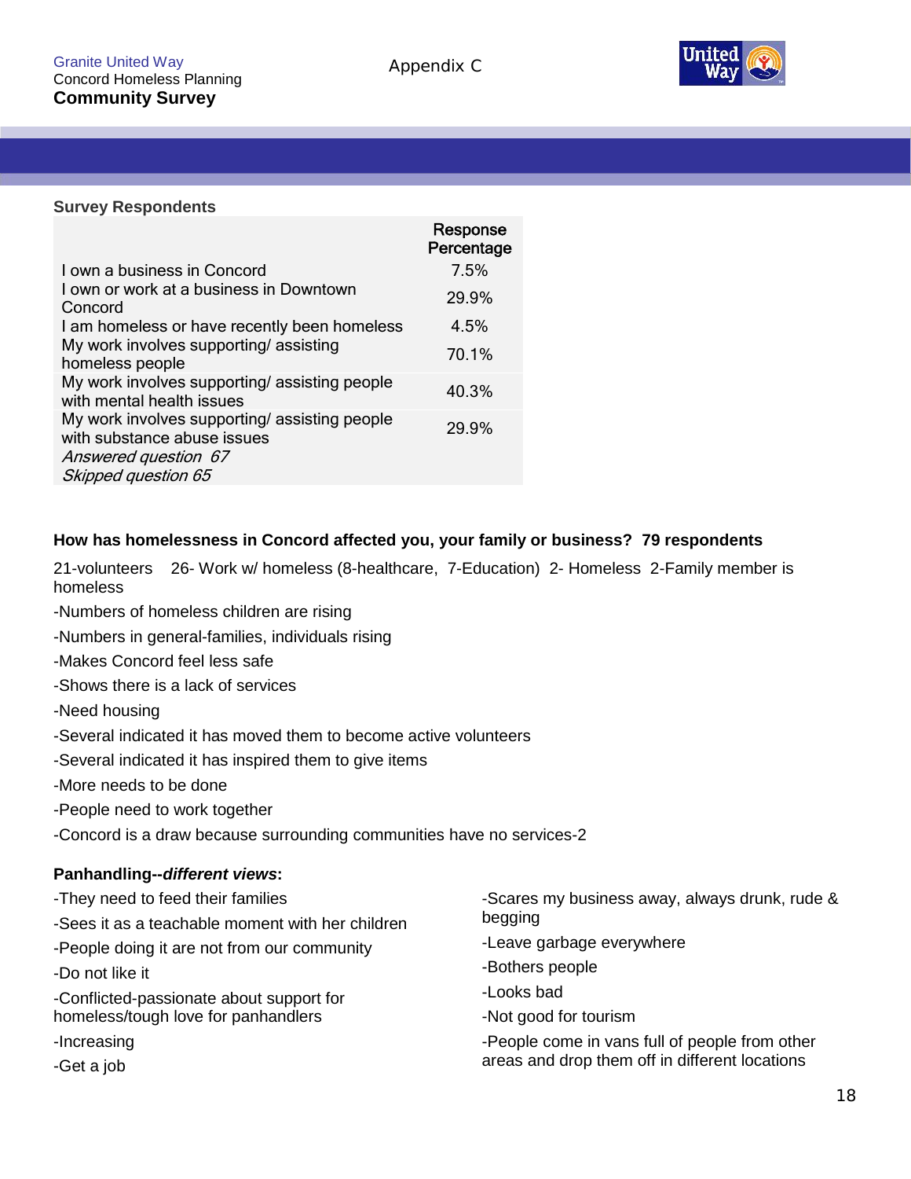Granite United Way
Concord Homeless Planning
**Community Survey**

Appendix C

**Survey Respondents**

| | Response Percentage |
|---|---|
| I own a business in Concord | 7.5% |
| I own or work at a business in Downtown Concord | 29.9% |
| I am homeless or have recently been homeless | 4.5% |
| My work involves supporting/ assisting homeless people | 70.1% |
| My work involves supporting/ assisting people with mental health issues | 40.3% |
| My work involves supporting/ assisting people with substance abuse issues | 29.9% |
| *Answered question 67* | |
| *Skipped question 65* | |

**How has homelessness in Concord affected you, your family or business? 79 respondents**

21-volunteers 26- Work w/ homeless (8-healthcare, 7-Education) 2- Homeless 2-Family member is homeless

-Numbers of homeless children are rising

-Numbers in general-families, individuals rising

-Makes Concord feel less safe

-Shows there is a lack of services

-Need housing

-Several indicated it has moved them to become active volunteers

-Several indicated it has inspired them to give items

-More needs to be done

-People need to work together

-Concord is a draw because surrounding communities have no services-2

**Panhandling--*different views*:**

-They need to feed their families

-Sees it as a teachable moment with her children

-People doing it are not from our community

-Do not like it

-Conflicted-passionate about support for homeless/tough love for panhandlers

-Increasing

-Get a job

-Scares my business away, always drunk, rude & begging

-Leave garbage everywhere

-Bothers people

-Looks bad

-Not good for tourism

-People come in vans full of people from other areas and drop them off in different locations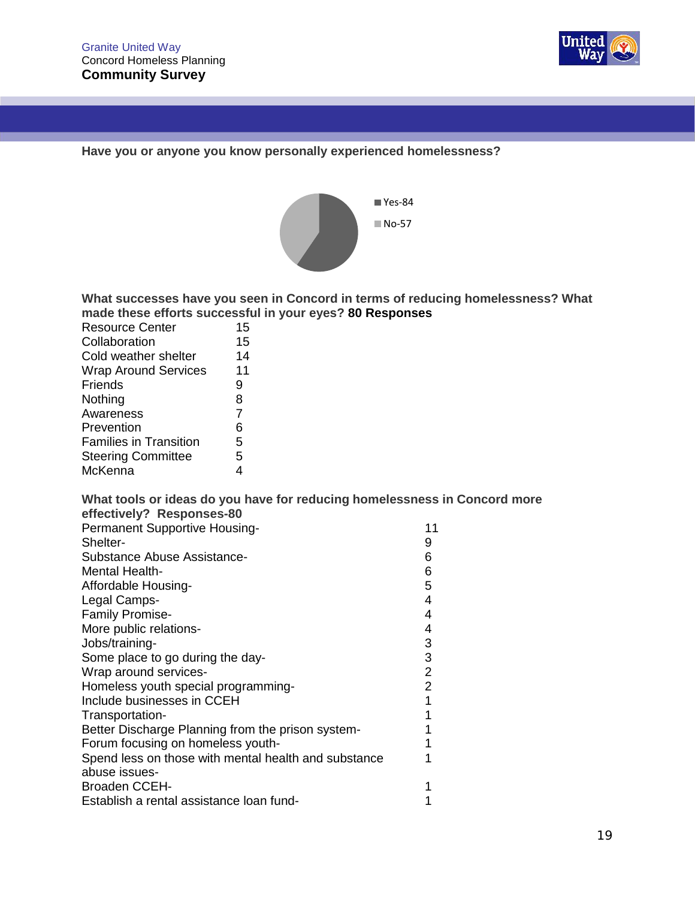**Have you or anyone you know personally experienced homelessness?**

- Yes-84
- No-57

**What successes have you seen in Concord in terms of reducing homelessness? What made these efforts successful in your eyes? 80 Responses**

| | |
|---|---|
| Resource Center | 15 |
| Collaboration | 15 |
| Cold weather shelter | 14 |
| Wrap Around Services | 11 |
| Friends | 9 |
| Nothing | 8 |
| Awareness | 7 |
| Prevention | 6 |
| Families in Transition | 5 |
| Steering Committee | 5 |
| McKenna | 4 |

**What tools or ideas do you have for reducing homelessness in Concord more effectively? Responses-80**

| | |
|---|---|
| Permanent Supportive Housing- | 11 |
| Shelter- | 9 |
| Substance Abuse Assistance- | 6 |
| Mental Health- | 6 |
| Affordable Housing- | 5 |
| Legal Camps- | 4 |
| Family Promise- | 4 |
| More public relations- | 4 |
| Jobs/training- | 3 |
| Some place to go during the day- | 3 |
| Wrap around services- | 2 |
| Homeless youth special programming- | 2 |
| Include businesses in CCEH | 1 |
| Transportation- | 1 |
| Better Discharge Planning from the prison system- | 1 |
| Forum focusing on homeless youth- | 1 |
| Spend less on those with mental health and substance abuse issues- | 1 |
| Broaden CCEH- | 1 |
| Establish a rental assistance loan fund- | 1 |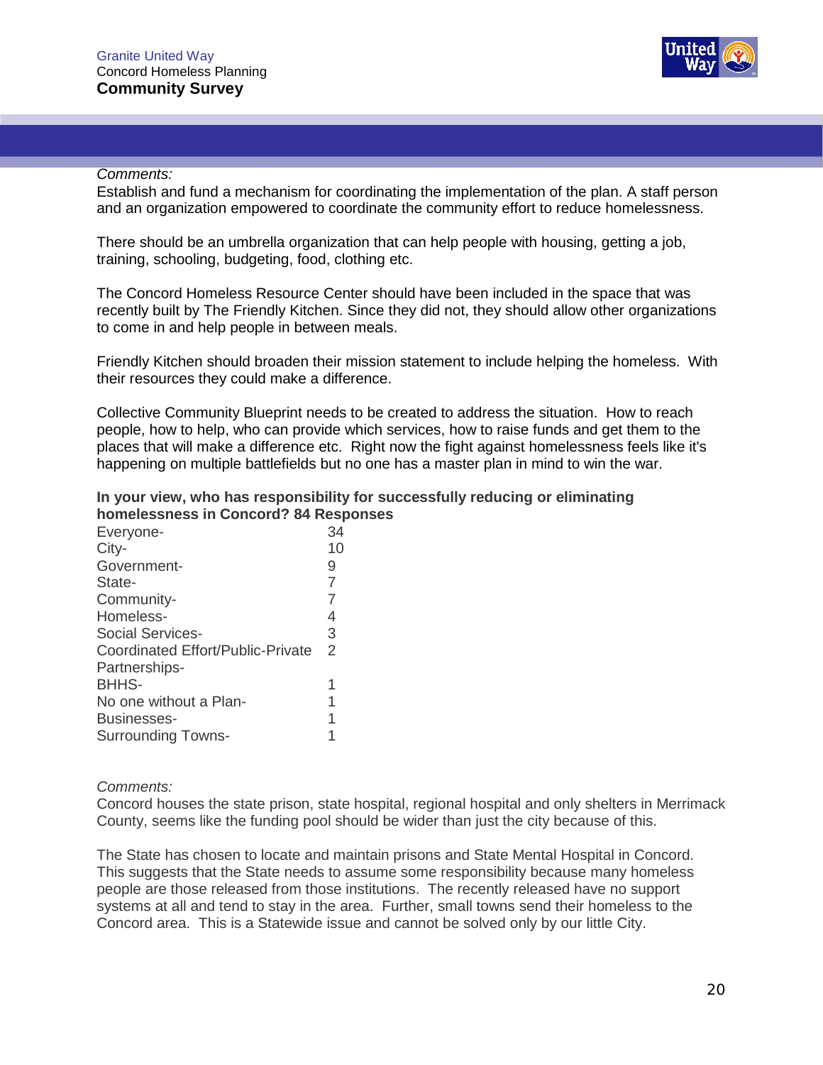*Comments:*

Establish and fund a mechanism for coordinating the implementation of the plan. A staff person and an organization empowered to coordinate the community effort to reduce homelessness.

There should be an umbrella organization that can help people with housing, getting a job, training, schooling, budgeting, food, clothing etc.

The Concord Homeless Resource Center should have been included in the space that was recently built by The Friendly Kitchen. Since they did not, they should allow other organizations to come in and help people in between meals.

Friendly Kitchen should broaden their mission statement to include helping the homeless. With their resources they could make a difference.

Collective Community Blueprint needs to be created to address the situation. How to reach people, how to help, who can provide which services, how to raise funds and get them to the places that will make a difference etc. Right now the fight against homelessness feels like it's happening on multiple battlefields but no one has a master plan in mind to win the war.

**In your view, who has responsibility for successfully reducing or eliminating homelessness in Concord? 84 Responses**

| Response | Count |
|---|---|
| Everyone- | 34 |
| City- | 10 |
| Government- | 9 |
| State- | 7 |
| Community- | 7 |
| Homeless- | 4 |
| Social Services- | 3 |
| Coordinated Effort/Public-Private Partnerships- | 2 |
| BHHS- | 1 |
| No one without a Plan- | 1 |
| Businesses- | 1 |
| Surrounding Towns- | 1 |

*Comments:*

Concord houses the state prison, state hospital, regional hospital and only shelters in Merrimack County, seems like the funding pool should be wider than just the city because of this.

The State has chosen to locate and maintain prisons and State Mental Hospital in Concord. This suggests that the State needs to assume some responsibility because many homeless people are those released from those institutions. The recently released have no support systems at all and tend to stay in the area. Further, small towns send their homeless to the Concord area. This is a Statewide issue and cannot be solved only by our little City.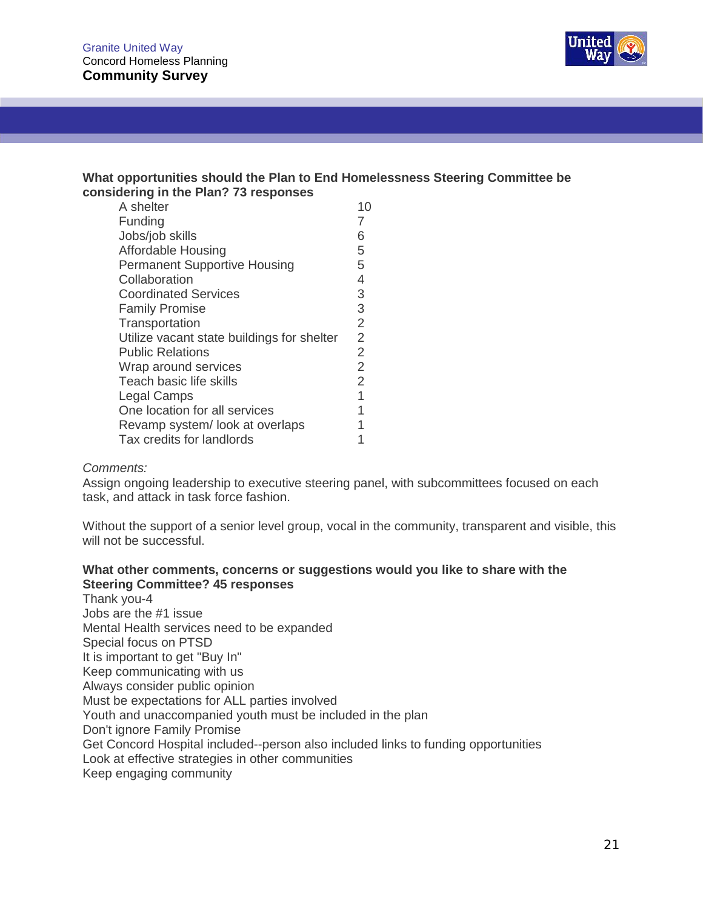**What opportunities should the Plan to End Homelessness Steering Committee be considering in the Plan? 73 responses**

| | |
|---|---|
| A shelter | 10 |
| Funding | 7 |
| Jobs/job skills | 6 |
| Affordable Housing | 5 |
| Permanent Supportive Housing | 5 |
| Collaboration | 4 |
| Coordinated Services | 3 |
| Family Promise | 3 |
| Transportation | 2 |
| Utilize vacant state buildings for shelter | 2 |
| Public Relations | 2 |
| Wrap around services | 2 |
| Teach basic life skills | 2 |
| Legal Camps | 1 |
| One location for all services | 1 |
| Revamp system/ look at overlaps | 1 |
| Tax credits for landlords | 1 |

*Comments:*

Assign ongoing leadership to executive steering panel, with subcommittees focused on each task, and attack in task force fashion.

Without the support of a senior level group, vocal in the community, transparent and visible, this will not be successful.

**What other comments, concerns or suggestions would you like to share with the Steering Committee? 45 responses**

Thank you-4
Jobs are the #1 issue
Mental Health services need to be expanded
Special focus on PTSD
It is important to get "Buy In"
Keep communicating with us
Always consider public opinion
Must be expectations for ALL parties involved
Youth and unaccompanied youth must be included in the plan
Don't ignore Family Promise
Get Concord Hospital included--person also included links to funding opportunities
Look at effective strategies in other communities
Keep engaging community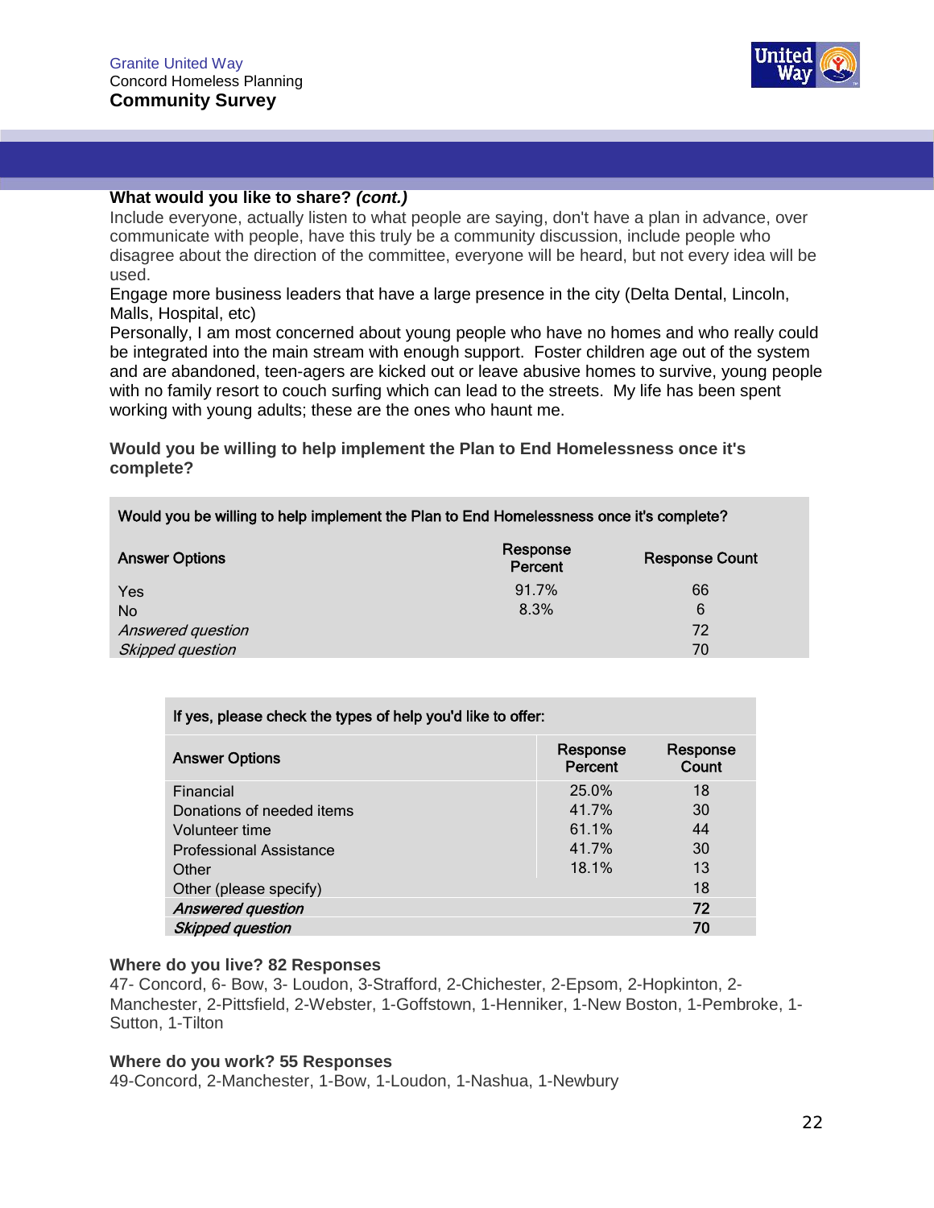**What would you like to share?** ***(cont.)***

Include everyone, actually listen to what people are saying, don't have a plan in advance, over communicate with people, have this truly be a community discussion, include people who disagree about the direction of the committee, everyone will be heard, but not every idea will be used.

Engage more business leaders that have a large presence in the city (Delta Dental, Lincoln, Malls, Hospital, etc)

Personally, I am most concerned about young people who have no homes and who really could be integrated into the main stream with enough support. Foster children age out of the system and are abandoned, teen-agers are kicked out or leave abusive homes to survive, young people with no family resort to couch surfing which can lead to the streets. My life has been spent working with young adults; these are the ones who haunt me.

**Would you be willing to help implement the Plan to End Homelessness once it's complete?**

| Would you be willing to help implement the Plan to End Homelessness once it's complete? | | |
|---|---|---|
| **Answer Options** | **Response Percent** | **Response Count** |
| Yes | 91.7% | 66 |
| No | 8.3% | 6 |
| *Answered question* | | 72 |
| *Skipped question* | | 70 |

| If yes, please check the types of help you'd like to offer: | | |
|---|---|---|
| **Answer Options** | **Response Percent** | **Response Count** |
| Financial | 25.0% | 18 |
| Donations of needed items | 41.7% | 30 |
| Volunteer time | 61.1% | 44 |
| Professional Assistance | 41.7% | 30 |
| Other | 18.1% | 13 |
| Other (please specify) | | 18 |
| ***Answered question*** | | **72** |
| ***Skipped question*** | | **70** |

**Where do you live? 82 Responses**

47- Concord, 6- Bow, 3- Loudon, 3-Strafford, 2-Chichester, 2-Epsom, 2-Hopkinton, 2-Manchester, 2-Pittsfield, 2-Webster, 1-Goffstown, 1-Henniker, 1-New Boston, 1-Pembroke, 1-Sutton, 1-Tilton

**Where do you work? 55 Responses**

49-Concord, 2-Manchester, 1-Bow, 1-Loudon, 1-Nashua, 1-Newbury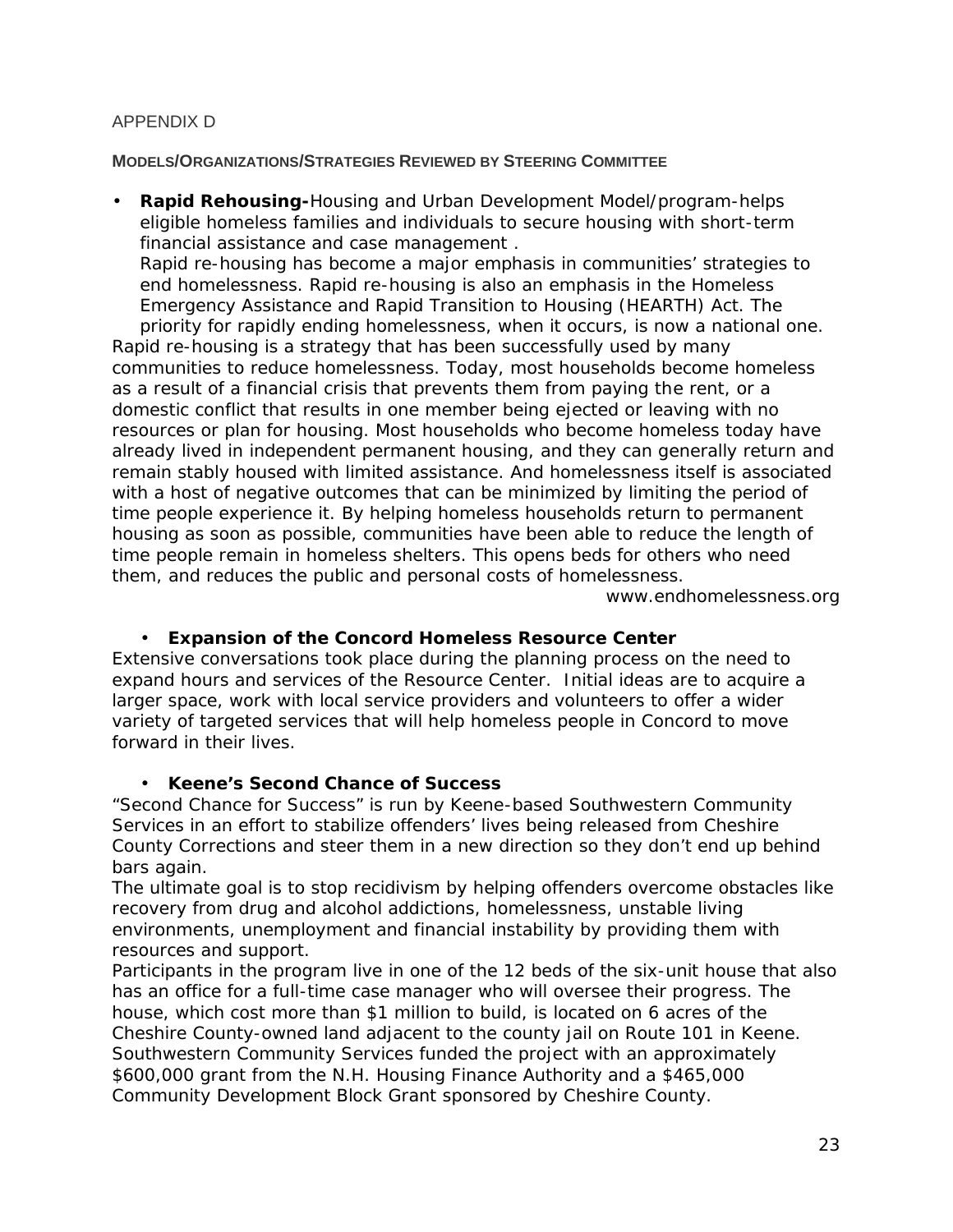APPENDIX D

**MODELS/ORGANIZATIONS/STRATEGIES REVIEWED BY STEERING COMMITTEE**

- **Rapid Rehousing-**Housing and Urban Development Model/program-helps eligible homeless families and individuals to secure housing with short-term financial assistance and case management .
  Rapid re-housing has become a major emphasis in communities' strategies to end homelessness. Rapid re-housing is also an emphasis in the Homeless Emergency Assistance and Rapid Transition to Housing (HEARTH) Act. The priority for rapidly ending homelessness, when it occurs, is now a national one.

Rapid re-housing is a strategy that has been successfully used by many communities to reduce homelessness. Today, most households become homeless as a result of a financial crisis that prevents them from paying the rent, or a domestic conflict that results in one member being ejected or leaving with no resources or plan for housing. Most households who become homeless today have already lived in independent permanent housing, and they can generally return and remain stably housed with limited assistance. And homelessness itself is associated with a host of negative outcomes that can be minimized by limiting the period of time people experience it. By helping homeless households return to permanent housing as soon as possible, communities have been able to reduce the length of time people remain in homeless shelters. This opens beds for others who need them, and reduces the public and personal costs of homelessness.

www.endhomelessness.org

- **Expansion of the Concord Homeless Resource Center**

Extensive conversations took place during the planning process on the need to expand hours and services of the Resource Center. Initial ideas are to acquire a larger space, work with local service providers and volunteers to offer a wider variety of targeted services that will help homeless people in Concord to move forward in their lives.

- **Keene's Second Chance of Success**

"Second Chance for Success" is run by Keene-based Southwestern Community Services in an effort to stabilize offenders' lives being released from Cheshire County Corrections and steer them in a new direction so they don't end up behind bars again.

The ultimate goal is to stop recidivism by helping offenders overcome obstacles like recovery from drug and alcohol addictions, homelessness, unstable living environments, unemployment and financial instability by providing them with resources and support.

Participants in the program live in one of the 12 beds of the six-unit house that also has an office for a full-time case manager who will oversee their progress. The house, which cost more than $1 million to build, is located on 6 acres of the Cheshire County-owned land adjacent to the county jail on Route 101 in Keene. Southwestern Community Services funded the project with an approximately $600,000 grant from the N.H. Housing Finance Authority and a $465,000 Community Development Block Grant sponsored by Cheshire County.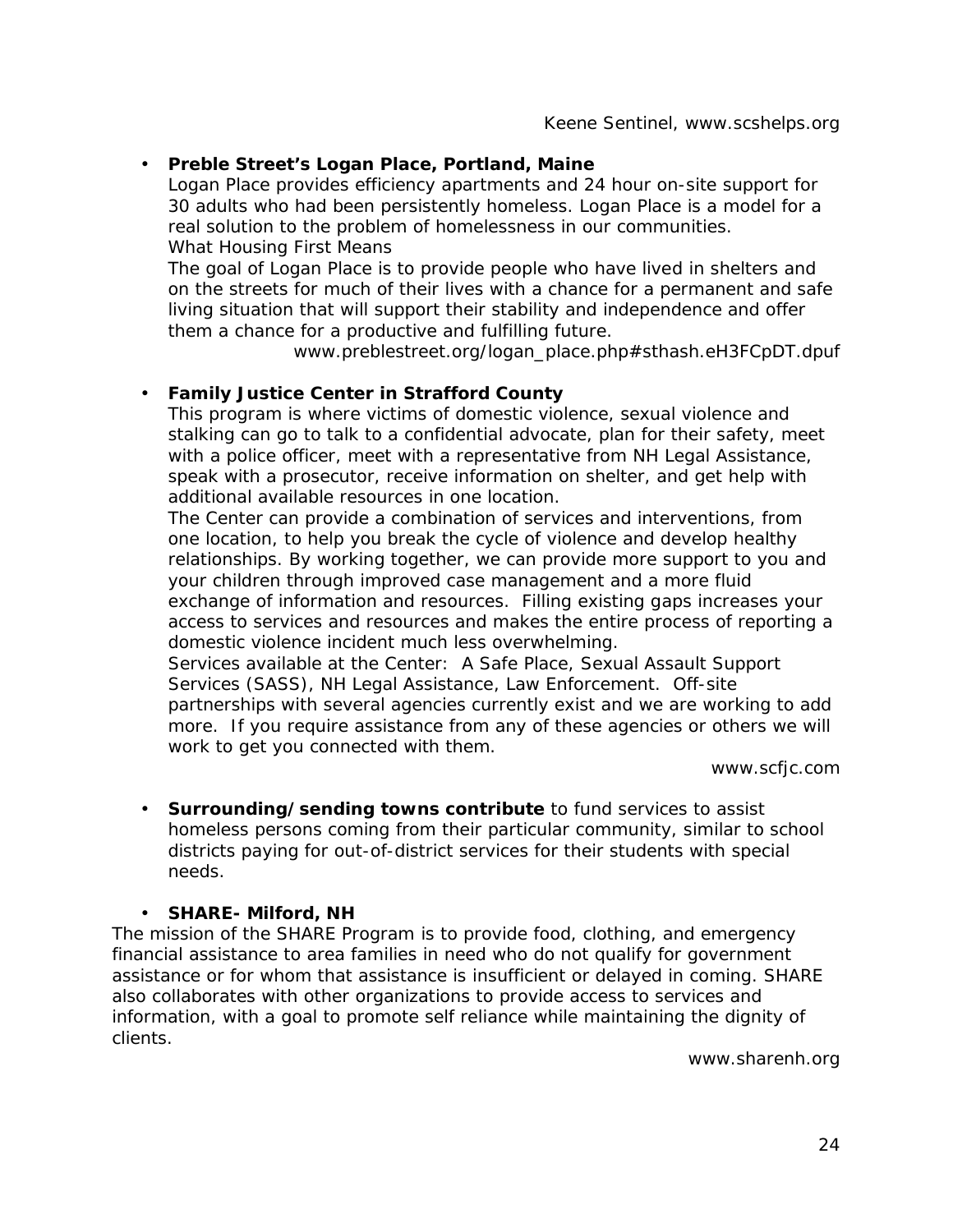Keene Sentinel, www.scshelps.org

- **Preble Street's Logan Place, Portland, Maine**
  Logan Place provides efficiency apartments and 24 hour on-site support for 30 adults who had been persistently homeless. Logan Place is a model for a real solution to the problem of homelessness in our communities.
  What Housing First Means
  The goal of Logan Place is to provide people who have lived in shelters and on the streets for much of their lives with a chance for a permanent and safe living situation that will support their stability and independence and offer them a chance for a productive and fulfilling future.
  www.preblestreet.org/logan_place.php#sthash.eH3FCpDT.dpuf

- **Family Justice Center in Strafford County**
  This program is where victims of domestic violence, sexual violence and stalking can go to talk to a confidential advocate, plan for their safety, meet with a police officer, meet with a representative from NH Legal Assistance, speak with a prosecutor, receive information on shelter, and get help with additional available resources in one location.
  The Center can provide a combination of services and interventions, from one location, to help you break the cycle of violence and develop healthy relationships. By working together, we can provide more support to you and your children through improved case management and a more fluid exchange of information and resources. Filling existing gaps increases your access to services and resources and makes the entire process of reporting a domestic violence incident much less overwhelming.
  Services available at the Center: A Safe Place, Sexual Assault Support Services (SASS), NH Legal Assistance, Law Enforcement. Off-site partnerships with several agencies currently exist and we are working to add more. If you require assistance from any of these agencies or others we will work to get you connected with them.
  www.scfjc.com

- **Surrounding/sending towns contribute** to fund services to assist homeless persons coming from their particular community, similar to school districts paying for out-of-district services for their students with special needs.

- **SHARE- Milford, NH**

The mission of the SHARE Program is to provide food, clothing, and emergency financial assistance to area families in need who do not qualify for government assistance or for whom that assistance is insufficient or delayed in coming. SHARE also collaborates with other organizations to provide access to services and information, with a goal to promote self reliance while maintaining the dignity of clients.

www.sharenh.org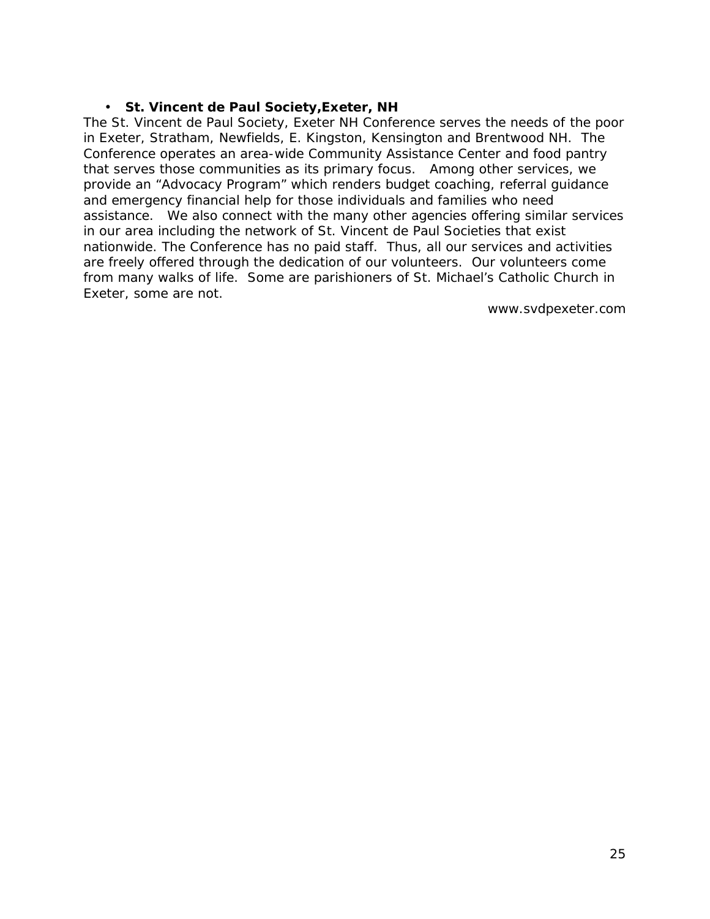- **St. Vincent de Paul Society,Exeter, NH**

The St. Vincent de Paul Society, Exeter NH Conference serves the needs of the poor in Exeter, Stratham, Newfields, E. Kingston, Kensington and Brentwood NH. The Conference operates an area-wide Community Assistance Center and food pantry that serves those communities as its primary focus. Among other services, we provide an "Advocacy Program" which renders budget coaching, referral guidance and emergency financial help for those individuals and families who need assistance. We also connect with the many other agencies offering similar services in our area including the network of St. Vincent de Paul Societies that exist nationwide. The Conference has no paid staff. Thus, all our services and activities are freely offered through the dedication of our volunteers. Our volunteers come from many walks of life. Some are parishioners of St. Michael's Catholic Church in Exeter, some are not.

www.svdpexeter.com